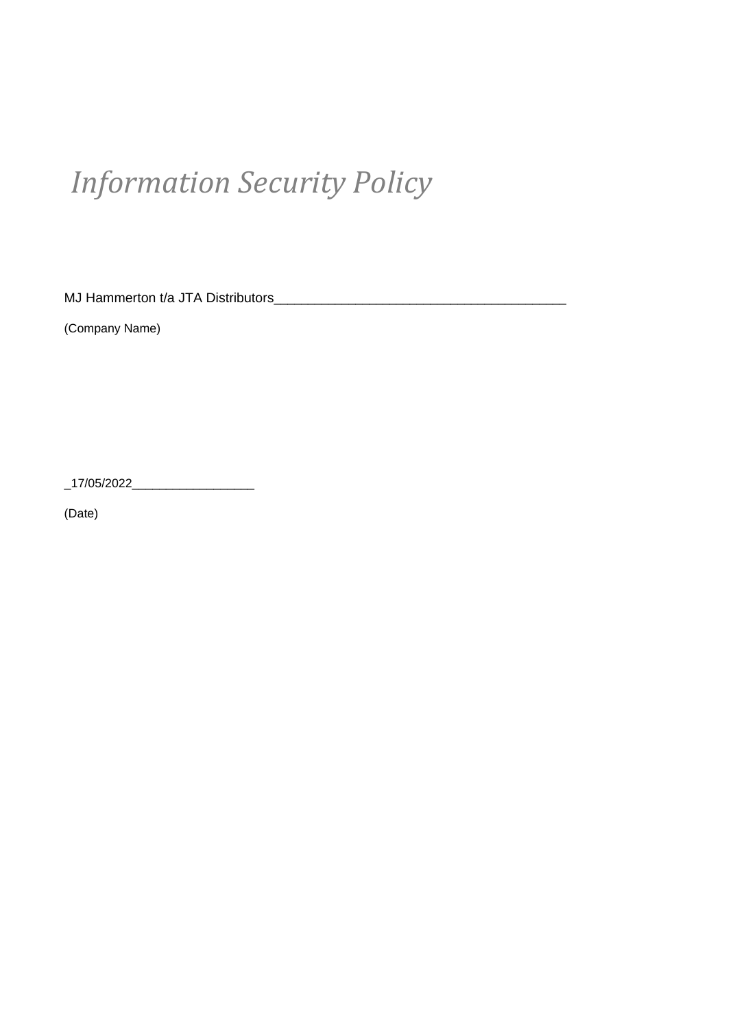# *Information Security Policy*

MJ Hammerton t/a JTA Distributors________________________________________

(Company Name)

_17/05/2022__________________

(Date)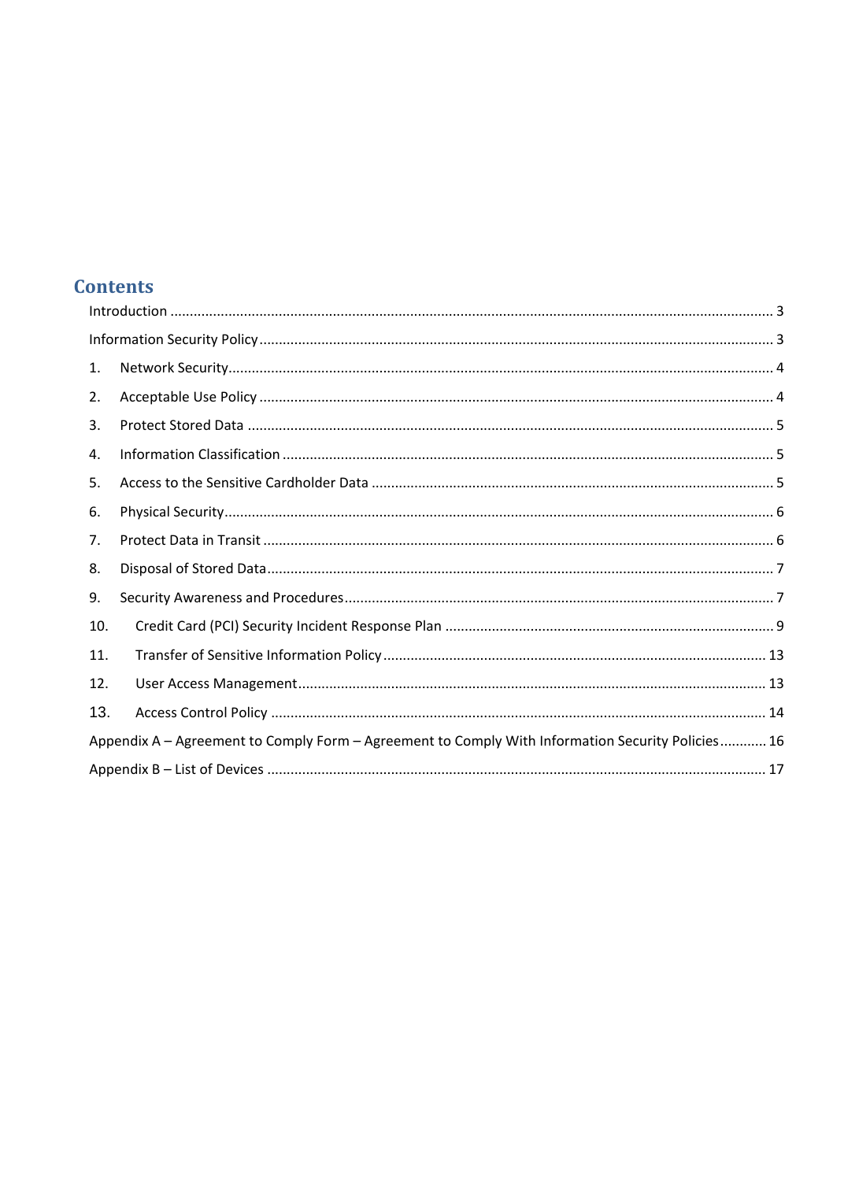# Contents

Introduction ........................................................................................................................................................ 3

Information Security Policy ................................................................................................................................. 3

1. Network Security......................................................................................................................................... 4
2. Acceptable Use Policy ................................................................................................................................. 4
3. Protect Stored Data .................................................................................................................................... 5
4. Information Classification ........................................................................................................................... 5
5. Access to the Sensitive Cardholder Data ..................................................................................................... 5
6. Physical Security.......................................................................................................................................... 6
7. Protect Data in Transit ................................................................................................................................ 6
8. Disposal of Stored Data................................................................................................................................ 7
9. Security Awareness and Procedures............................................................................................................ 7
10. Credit Card (PCI) Security Incident Response Plan ................................................................................... 9
11. Transfer of Sensitive Information Policy ................................................................................................. 13
12. User Access Management....................................................................................................................... 13
13. Access Control Policy .............................................................................................................................. 14

Appendix A – Agreement to Comply Form – Agreement to Comply With Information Security Policies............ 16

Appendix B – List of Devices ............................................................................................................................. 17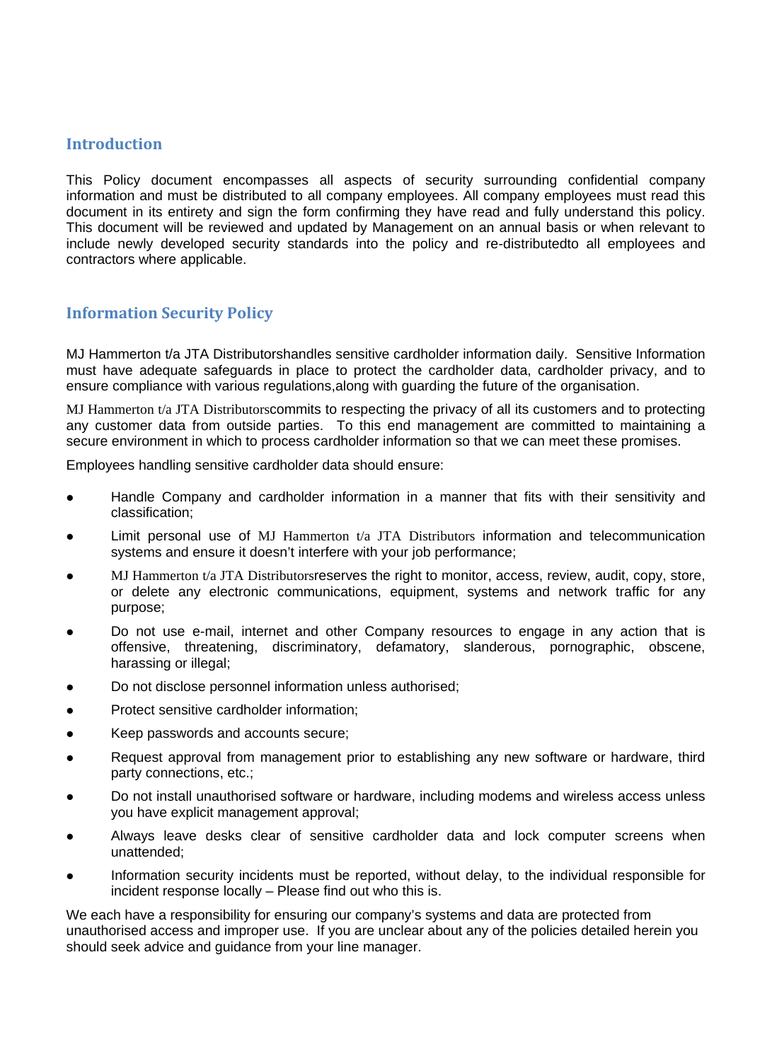## Introduction

This Policy document encompasses all aspects of security surrounding confidential company information and must be distributed to all company employees. All company employees must read this document in its entirety and sign the form confirming they have read and fully understand this policy. This document will be reviewed and updated by Management on an annual basis or when relevant to include newly developed security standards into the policy and re-distributedto all employees and contractors where applicable.

## Information Security Policy

MJ Hammerton t/a JTA Distributorshandles sensitive cardholder information daily. Sensitive Information must have adequate safeguards in place to protect the cardholder data, cardholder privacy, and to ensure compliance with various regulations,along with guarding the future of the organisation.

MJ Hammerton t/a JTA Distributorscommits to respecting the privacy of all its customers and to protecting any customer data from outside parties. To this end management are committed to maintaining a secure environment in which to process cardholder information so that we can meet these promises.

Employees handling sensitive cardholder data should ensure:

- Handle Company and cardholder information in a manner that fits with their sensitivity and classification;
- Limit personal use of MJ Hammerton t/a JTA Distributors information and telecommunication systems and ensure it doesn't interfere with your job performance;
- MJ Hammerton t/a JTA Distributorsreserves the right to monitor, access, review, audit, copy, store, or delete any electronic communications, equipment, systems and network traffic for any purpose;
- Do not use e-mail, internet and other Company resources to engage in any action that is offensive, threatening, discriminatory, defamatory, slanderous, pornographic, obscene, harassing or illegal;
- Do not disclose personnel information unless authorised;
- Protect sensitive cardholder information;
- Keep passwords and accounts secure;
- Request approval from management prior to establishing any new software or hardware, third party connections, etc.;
- Do not install unauthorised software or hardware, including modems and wireless access unless you have explicit management approval;
- Always leave desks clear of sensitive cardholder data and lock computer screens when unattended;
- Information security incidents must be reported, without delay, to the individual responsible for incident response locally – Please find out who this is.

We each have a responsibility for ensuring our company's systems and data are protected from unauthorised access and improper use. If you are unclear about any of the policies detailed herein you should seek advice and guidance from your line manager.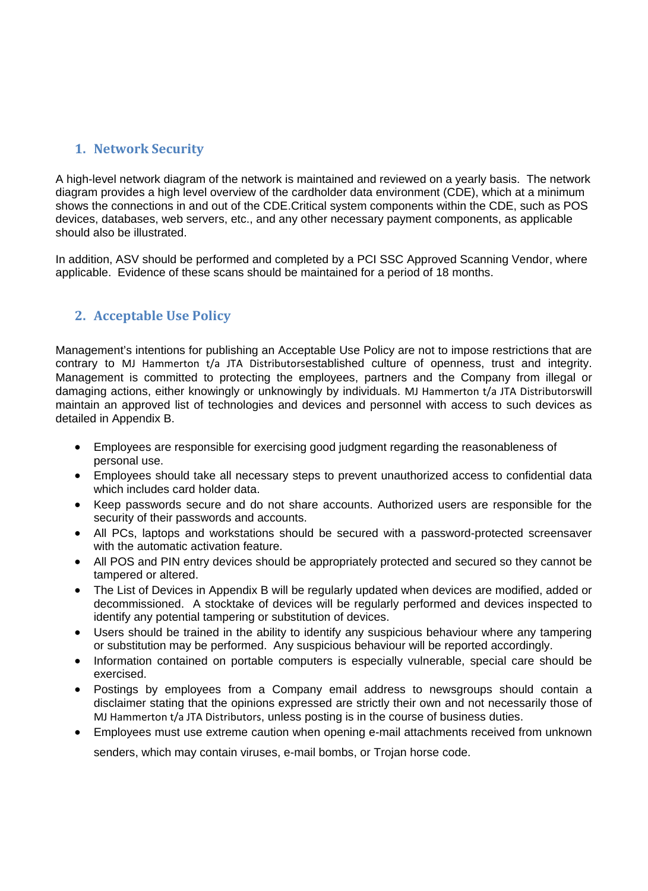## 1. Network Security

A high-level network diagram of the network is maintained and reviewed on a yearly basis. The network diagram provides a high level overview of the cardholder data environment (CDE), which at a minimum shows the connections in and out of the CDE.Critical system components within the CDE, such as POS devices, databases, web servers, etc., and any other necessary payment components, as applicable should also be illustrated.

In addition, ASV should be performed and completed by a PCI SSC Approved Scanning Vendor, where applicable. Evidence of these scans should be maintained for a period of 18 months.

## 2. Acceptable Use Policy

Management's intentions for publishing an Acceptable Use Policy are not to impose restrictions that are contrary to MJ Hammerton t/a JTA Distributorsestablished culture of openness, trust and integrity. Management is committed to protecting the employees, partners and the Company from illegal or damaging actions, either knowingly or unknowingly by individuals. MJ Hammerton t/a JTA Distributorswill maintain an approved list of technologies and devices and personnel with access to such devices as detailed in Appendix B.

- Employees are responsible for exercising good judgment regarding the reasonableness of personal use.
- Employees should take all necessary steps to prevent unauthorized access to confidential data which includes card holder data.
- Keep passwords secure and do not share accounts. Authorized users are responsible for the security of their passwords and accounts.
- All PCs, laptops and workstations should be secured with a password-protected screensaver with the automatic activation feature.
- All POS and PIN entry devices should be appropriately protected and secured so they cannot be tampered or altered.
- The List of Devices in Appendix B will be regularly updated when devices are modified, added or decommissioned. A stocktake of devices will be regularly performed and devices inspected to identify any potential tampering or substitution of devices.
- Users should be trained in the ability to identify any suspicious behaviour where any tampering or substitution may be performed. Any suspicious behaviour will be reported accordingly.
- Information contained on portable computers is especially vulnerable, special care should be exercised.
- Postings by employees from a Company email address to newsgroups should contain a disclaimer stating that the opinions expressed are strictly their own and not necessarily those of MJ Hammerton t/a JTA Distributors, unless posting is in the course of business duties.
- Employees must use extreme caution when opening e-mail attachments received from unknown senders, which may contain viruses, e-mail bombs, or Trojan horse code.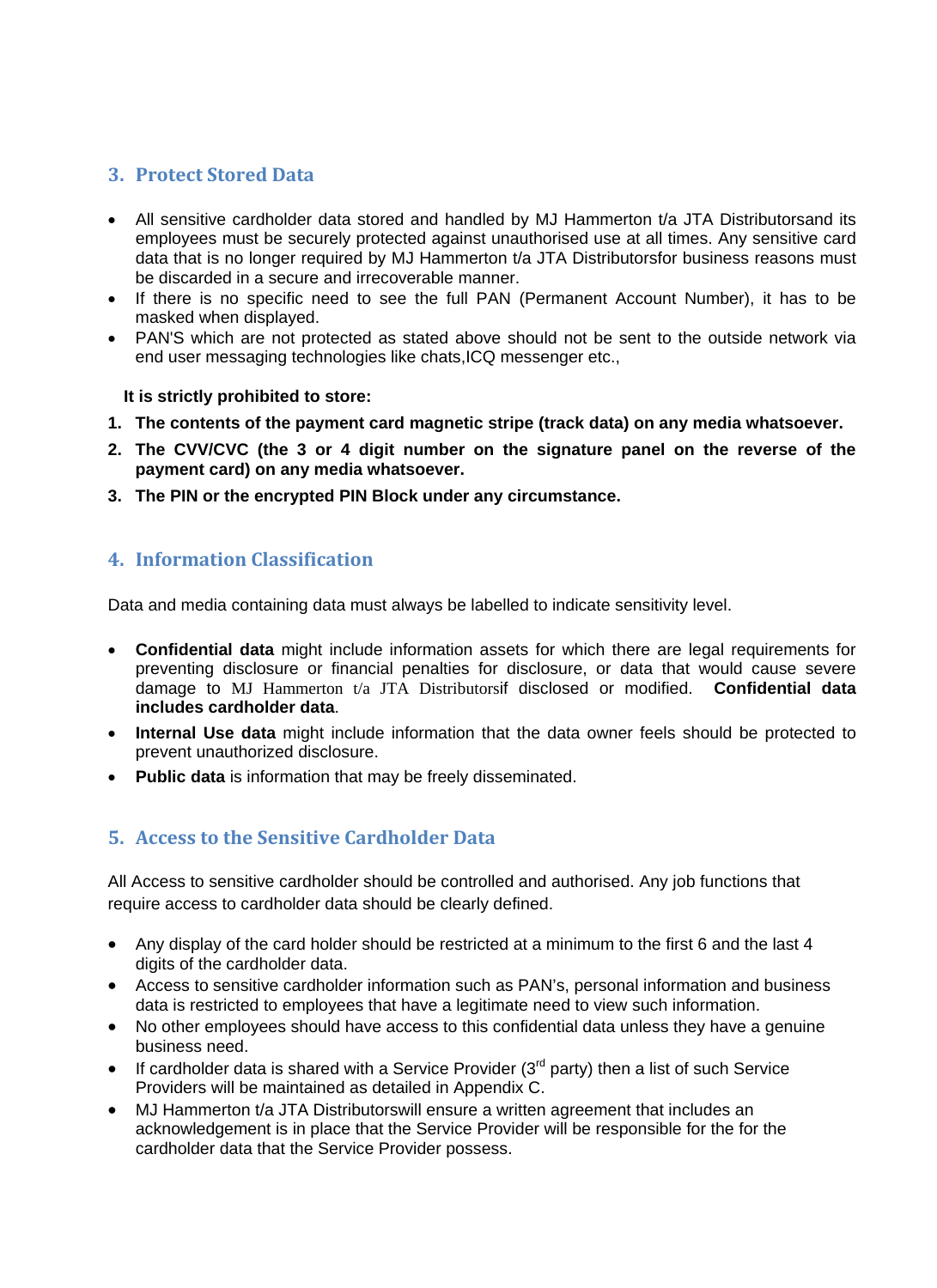## 3. Protect Stored Data

- All sensitive cardholder data stored and handled by MJ Hammerton t/a JTA Distributorsand its employees must be securely protected against unauthorised use at all times. Any sensitive card data that is no longer required by MJ Hammerton t/a JTA Distributorsfor business reasons must be discarded in a secure and irrecoverable manner.
- If there is no specific need to see the full PAN (Permanent Account Number), it has to be masked when displayed.
- PAN'S which are not protected as stated above should not be sent to the outside network via end user messaging technologies like chats,ICQ messenger etc.,

**It is strictly prohibited to store:**

1. **The contents of the payment card magnetic stripe (track data) on any media whatsoever.**
2. **The CVV/CVC (the 3 or 4 digit number on the signature panel on the reverse of the payment card) on any media whatsoever.**
3. **The PIN or the encrypted PIN Block under any circumstance.**

## 4. Information Classification

Data and media containing data must always be labelled to indicate sensitivity level.

- **Confidential data** might include information assets for which there are legal requirements for preventing disclosure or financial penalties for disclosure, or data that would cause severe damage to MJ Hammerton t/a JTA Distributorsif disclosed or modified. **Confidential data includes cardholder data**.
- **Internal Use data** might include information that the data owner feels should be protected to prevent unauthorized disclosure.
- **Public data** is information that may be freely disseminated.

## 5. Access to the Sensitive Cardholder Data

All Access to sensitive cardholder should be controlled and authorised. Any job functions that require access to cardholder data should be clearly defined.

- Any display of the card holder should be restricted at a minimum to the first 6 and the last 4 digits of the cardholder data.
- Access to sensitive cardholder information such as PAN's, personal information and business data is restricted to employees that have a legitimate need to view such information.
- No other employees should have access to this confidential data unless they have a genuine business need.
- If cardholder data is shared with a Service Provider (3rd party) then a list of such Service Providers will be maintained as detailed in Appendix C.
- MJ Hammerton t/a JTA Distributorswill ensure a written agreement that includes an acknowledgement is in place that the Service Provider will be responsible for the for the cardholder data that the Service Provider possess.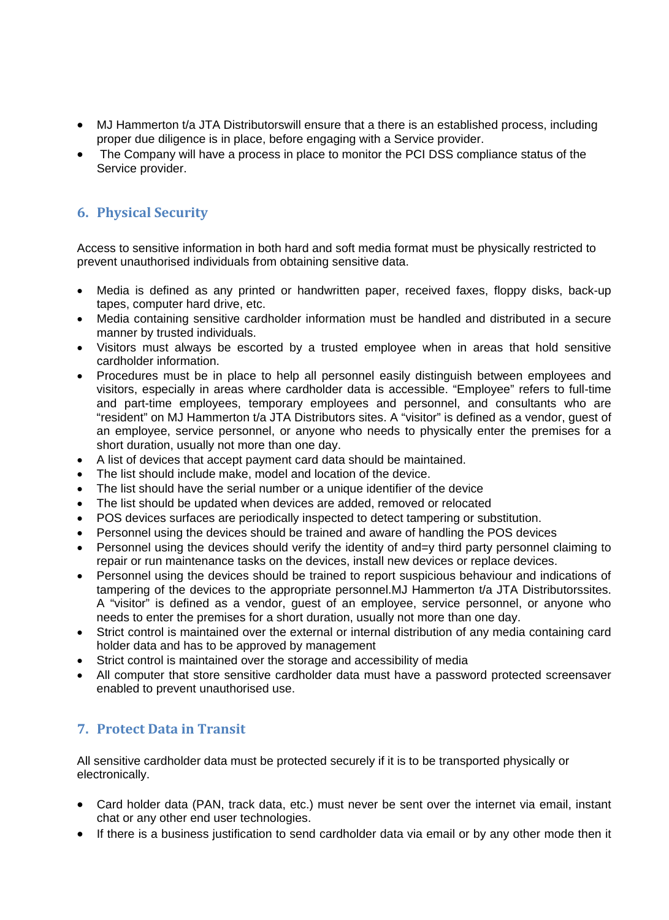- MJ Hammerton t/a JTA Distributorswill ensure that a there is an established process, including proper due diligence is in place, before engaging with a Service provider.
- The Company will have a process in place to monitor the PCI DSS compliance status of the Service provider.

## 6. Physical Security

Access to sensitive information in both hard and soft media format must be physically restricted to prevent unauthorised individuals from obtaining sensitive data.

- Media is defined as any printed or handwritten paper, received faxes, floppy disks, back-up tapes, computer hard drive, etc.
- Media containing sensitive cardholder information must be handled and distributed in a secure manner by trusted individuals.
- Visitors must always be escorted by a trusted employee when in areas that hold sensitive cardholder information.
- Procedures must be in place to help all personnel easily distinguish between employees and visitors, especially in areas where cardholder data is accessible. "Employee" refers to full-time and part-time employees, temporary employees and personnel, and consultants who are "resident" on MJ Hammerton t/a JTA Distributors sites. A "visitor" is defined as a vendor, guest of an employee, service personnel, or anyone who needs to physically enter the premises for a short duration, usually not more than one day.
- A list of devices that accept payment card data should be maintained.
- The list should include make, model and location of the device.
- The list should have the serial number or a unique identifier of the device
- The list should be updated when devices are added, removed or relocated
- POS devices surfaces are periodically inspected to detect tampering or substitution.
- Personnel using the devices should be trained and aware of handling the POS devices
- Personnel using the devices should verify the identity of and=y third party personnel claiming to repair or run maintenance tasks on the devices, install new devices or replace devices.
- Personnel using the devices should be trained to report suspicious behaviour and indications of tampering of the devices to the appropriate personnel.MJ Hammerton t/a JTA Distributorssites. A "visitor" is defined as a vendor, guest of an employee, service personnel, or anyone who needs to enter the premises for a short duration, usually not more than one day.
- Strict control is maintained over the external or internal distribution of any media containing card holder data and has to be approved by management
- Strict control is maintained over the storage and accessibility of media
- All computer that store sensitive cardholder data must have a password protected screensaver enabled to prevent unauthorised use.

## 7. Protect Data in Transit

All sensitive cardholder data must be protected securely if it is to be transported physically or electronically.

- Card holder data (PAN, track data, etc.) must never be sent over the internet via email, instant chat or any other end user technologies.
- If there is a business justification to send cardholder data via email or by any other mode then it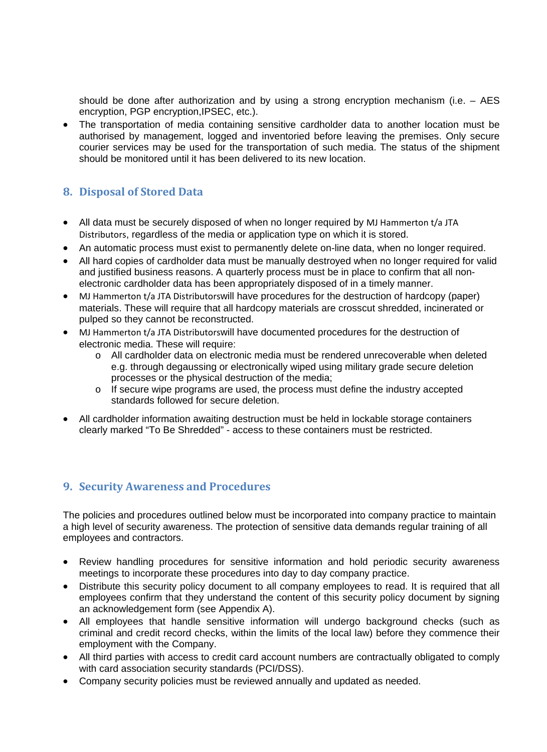should be done after authorization and by using a strong encryption mechanism (i.e. – AES encryption, PGP encryption,IPSEC, etc.).

- The transportation of media containing sensitive cardholder data to another location must be authorised by management, logged and inventoried before leaving the premises. Only secure courier services may be used for the transportation of such media. The status of the shipment should be monitored until it has been delivered to its new location.

## 8. Disposal of Stored Data

- All data must be securely disposed of when no longer required by MJ Hammerton t/a JTA Distributors, regardless of the media or application type on which it is stored.
- An automatic process must exist to permanently delete on-line data, when no longer required.
- All hard copies of cardholder data must be manually destroyed when no longer required for valid and justified business reasons. A quarterly process must be in place to confirm that all non-electronic cardholder data has been appropriately disposed of in a timely manner.
- MJ Hammerton t/a JTA Distributorswill have procedures for the destruction of hardcopy (paper) materials. These will require that all hardcopy materials are crosscut shredded, incinerated or pulped so they cannot be reconstructed.
- MJ Hammerton t/a JTA Distributorswill have documented procedures for the destruction of electronic media. These will require:
    - All cardholder data on electronic media must be rendered unrecoverable when deleted e.g. through degaussing or electronically wiped using military grade secure deletion processes or the physical destruction of the media;
    - If secure wipe programs are used, the process must define the industry accepted standards followed for secure deletion.
- All cardholder information awaiting destruction must be held in lockable storage containers clearly marked "To Be Shredded" - access to these containers must be restricted.

## 9. Security Awareness and Procedures

The policies and procedures outlined below must be incorporated into company practice to maintain a high level of security awareness. The protection of sensitive data demands regular training of all employees and contractors.

- Review handling procedures for sensitive information and hold periodic security awareness meetings to incorporate these procedures into day to day company practice.
- Distribute this security policy document to all company employees to read. It is required that all employees confirm that they understand the content of this security policy document by signing an acknowledgement form (see Appendix A).
- All employees that handle sensitive information will undergo background checks (such as criminal and credit record checks, within the limits of the local law) before they commence their employment with the Company.
- All third parties with access to credit card account numbers are contractually obligated to comply with card association security standards (PCI/DSS).
- Company security policies must be reviewed annually and updated as needed.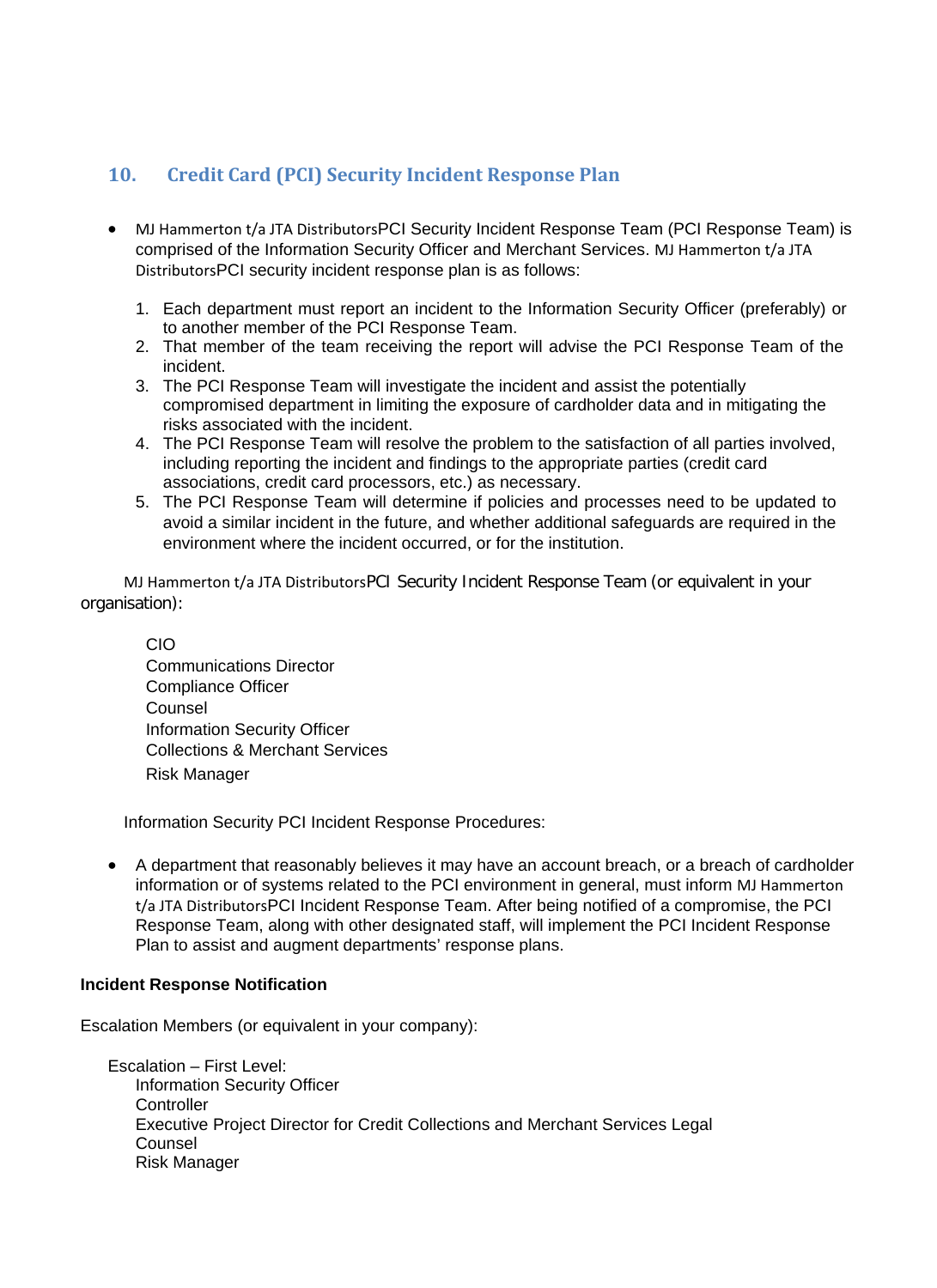## 10. Credit Card (PCI) Security Incident Response Plan

- MJ Hammerton t/a JTA DistributorsPCI Security Incident Response Team (PCI Response Team) is comprised of the Information Security Officer and Merchant Services. MJ Hammerton t/a JTA DistributorsPCI security incident response plan is as follows:

  1. Each department must report an incident to the Information Security Officer (preferably) or to another member of the PCI Response Team.
  2. That member of the team receiving the report will advise the PCI Response Team of the incident.
  3. The PCI Response Team will investigate the incident and assist the potentially compromised department in limiting the exposure of cardholder data and in mitigating the risks associated with the incident.
  4. The PCI Response Team will resolve the problem to the satisfaction of all parties involved, including reporting the incident and findings to the appropriate parties (credit card associations, credit card processors, etc.) as necessary.
  5. The PCI Response Team will determine if policies and processes need to be updated to avoid a similar incident in the future, and whether additional safeguards are required in the environment where the incident occurred, or for the institution.

MJ Hammerton t/a JTA DistributorsPCI Security Incident Response Team (or equivalent in your organisation):

CIO
Communications Director
Compliance Officer
Counsel
Information Security Officer
Collections & Merchant Services
Risk Manager

Information Security PCI Incident Response Procedures:

- A department that reasonably believes it may have an account breach, or a breach of cardholder information or of systems related to the PCI environment in general, must inform MJ Hammerton t/a JTA DistributorsPCI Incident Response Team. After being notified of a compromise, the PCI Response Team, along with other designated staff, will implement the PCI Incident Response Plan to assist and augment departments' response plans.

**Incident Response Notification**

Escalation Members (or equivalent in your company):

Escalation – First Level:
Information Security Officer
Controller
Executive Project Director for Credit Collections and Merchant Services Legal Counsel
Risk Manager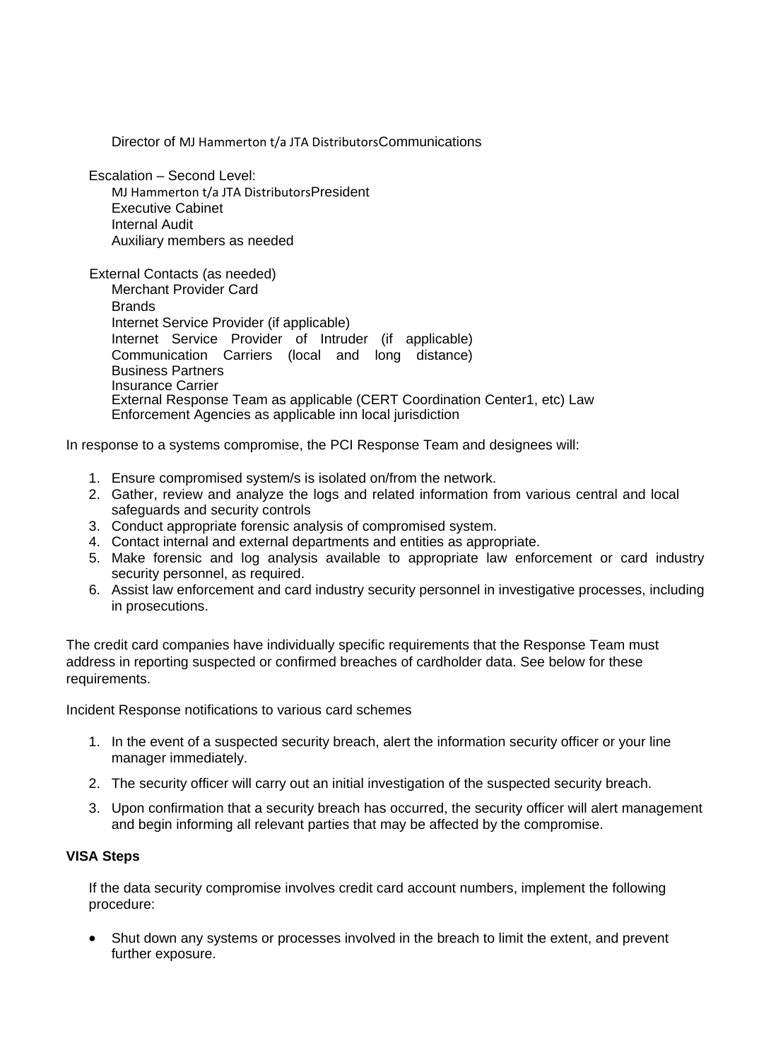Director of MJ Hammerton t/a JTA DistributorsCommunications

Escalation – Second Level:
MJ Hammerton t/a JTA DistributorsPresident
Executive Cabinet
Internal Audit
Auxiliary members as needed

External Contacts (as needed)
Merchant Provider Card
Brands
Internet Service Provider (if applicable)
Internet Service Provider of Intruder (if applicable)
Communication Carriers (local and long distance)
Business Partners
Insurance Carrier
External Response Team as applicable (CERT Coordination Center1, etc) Law Enforcement Agencies as applicable inn local jurisdiction

In response to a systems compromise, the PCI Response Team and designees will:

1. Ensure compromised system/s is isolated on/from the network.
2. Gather, review and analyze the logs and related information from various central and local safeguards and security controls
3. Conduct appropriate forensic analysis of compromised system.
4. Contact internal and external departments and entities as appropriate.
5. Make forensic and log analysis available to appropriate law enforcement or card industry security personnel, as required.
6. Assist law enforcement and card industry security personnel in investigative processes, including in prosecutions.

The credit card companies have individually specific requirements that the Response Team must address in reporting suspected or confirmed breaches of cardholder data. See below for these requirements.

Incident Response notifications to various card schemes

1. In the event of a suspected security breach, alert the information security officer or your line manager immediately.
2. The security officer will carry out an initial investigation of the suspected security breach.
3. Upon confirmation that a security breach has occurred, the security officer will alert management and begin informing all relevant parties that may be affected by the compromise.

**VISA Steps**

If the data security compromise involves credit card account numbers, implement the following procedure:

- Shut down any systems or processes involved in the breach to limit the extent, and prevent further exposure.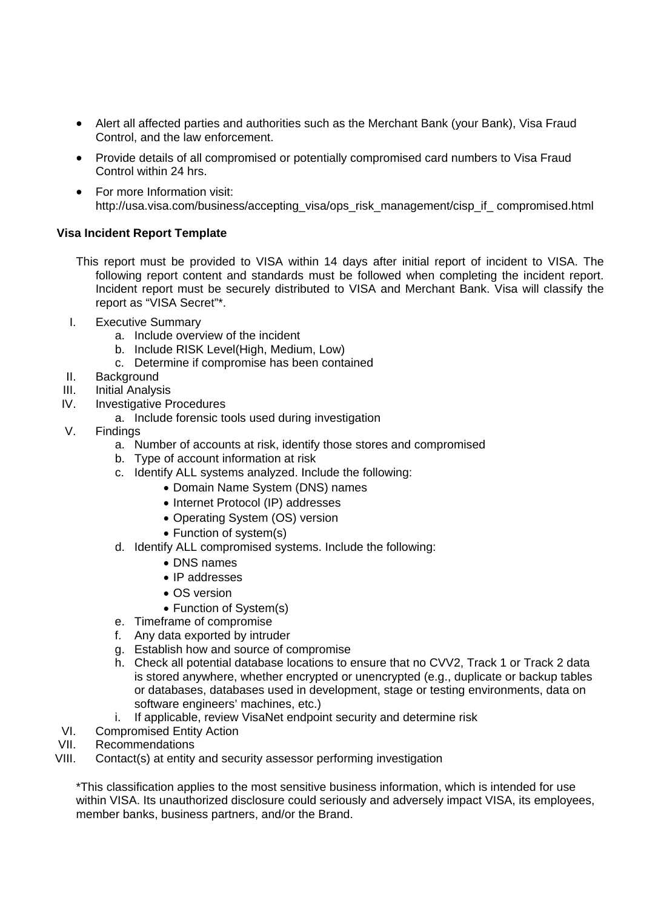- Alert all affected parties and authorities such as the Merchant Bank (your Bank), Visa Fraud Control, and the law enforcement.
- Provide details of all compromised or potentially compromised card numbers to Visa Fraud Control within 24 hrs.
- For more Information visit: http://usa.visa.com/business/accepting_visa/ops_risk_management/cisp_if_ compromised.html

**Visa Incident Report Template**

This report must be provided to VISA within 14 days after initial report of incident to VISA. The following report content and standards must be followed when completing the incident report. Incident report must be securely distributed to VISA and Merchant Bank. Visa will classify the report as "VISA Secret"*.

I. Executive Summary
   a. Include overview of the incident
   b. Include RISK Level(High, Medium, Low)
   c. Determine if compromise has been contained

II. Background

III. Initial Analysis

IV. Investigative Procedures
   a. Include forensic tools used during investigation

V. Findings
   a. Number of accounts at risk, identify those stores and compromised
   b. Type of account information at risk
   c. Identify ALL systems analyzed. Include the following:
      - Domain Name System (DNS) names
      - Internet Protocol (IP) addresses
      - Operating System (OS) version
      - Function of system(s)
   d. Identify ALL compromised systems. Include the following:
      - DNS names
      - IP addresses
      - OS version
      - Function of System(s)
   e. Timeframe of compromise
   f. Any data exported by intruder
   g. Establish how and source of compromise
   h. Check all potential database locations to ensure that no CVV2, Track 1 or Track 2 data is stored anywhere, whether encrypted or unencrypted (e.g., duplicate or backup tables or databases, databases used in development, stage or testing environments, data on software engineers' machines, etc.)
   i. If applicable, review VisaNet endpoint security and determine risk

VI. Compromised Entity Action

VII. Recommendations

VIII. Contact(s) at entity and security assessor performing investigation

*This classification applies to the most sensitive business information, which is intended for use within VISA. Its unauthorized disclosure could seriously and adversely impact VISA, its employees, member banks, business partners, and/or the Brand.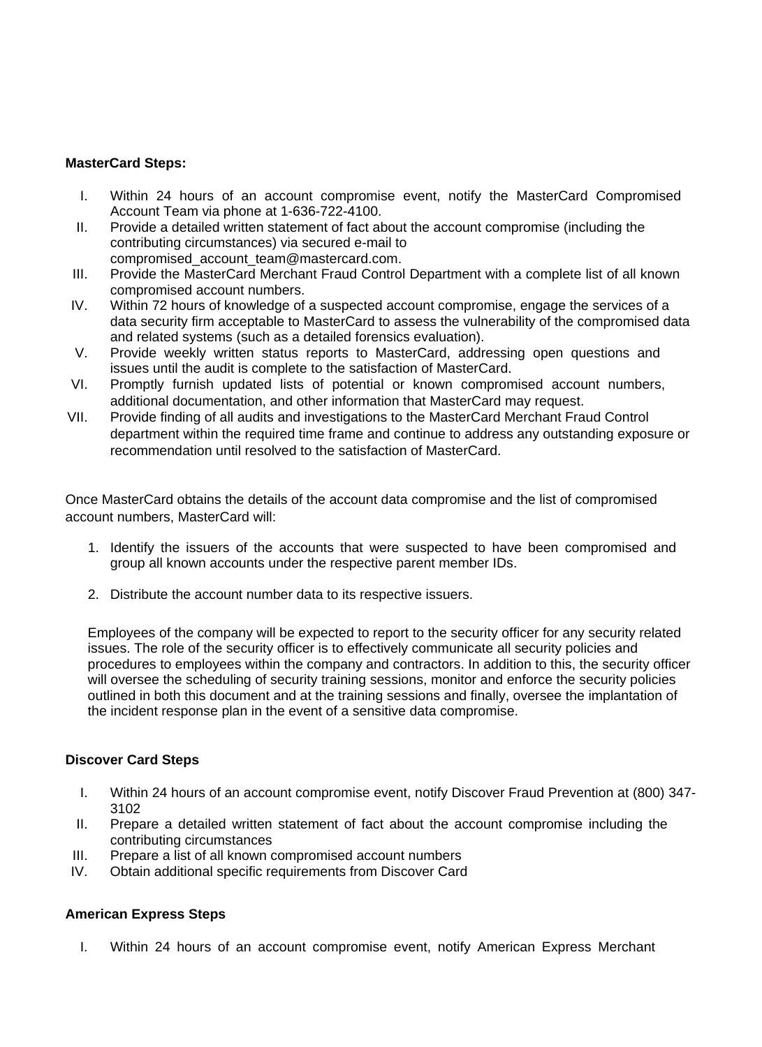**MasterCard Steps:**

I. Within 24 hours of an account compromise event, notify the MasterCard Compromised Account Team via phone at 1-636-722-4100.
II. Provide a detailed written statement of fact about the account compromise (including the contributing circumstances) via secured e-mail to compromised_account_team@mastercard.com.
III. Provide the MasterCard Merchant Fraud Control Department with a complete list of all known compromised account numbers.
IV. Within 72 hours of knowledge of a suspected account compromise, engage the services of a data security firm acceptable to MasterCard to assess the vulnerability of the compromised data and related systems (such as a detailed forensics evaluation).
V. Provide weekly written status reports to MasterCard, addressing open questions and issues until the audit is complete to the satisfaction of MasterCard.
VI. Promptly furnish updated lists of potential or known compromised account numbers, additional documentation, and other information that MasterCard may request.
VII. Provide finding of all audits and investigations to the MasterCard Merchant Fraud Control department within the required time frame and continue to address any outstanding exposure or recommendation until resolved to the satisfaction of MasterCard.

Once MasterCard obtains the details of the account data compromise and the list of compromised account numbers, MasterCard will:

1. Identify the issuers of the accounts that were suspected to have been compromised and group all known accounts under the respective parent member IDs.

2. Distribute the account number data to its respective issuers.

Employees of the company will be expected to report to the security officer for any security related issues. The role of the security officer is to effectively communicate all security policies and procedures to employees within the company and contractors. In addition to this, the security officer will oversee the scheduling of security training sessions, monitor and enforce the security policies outlined in both this document and at the training sessions and finally, oversee the implantation of the incident response plan in the event of a sensitive data compromise.

**Discover Card Steps**

I. Within 24 hours of an account compromise event, notify Discover Fraud Prevention at (800) 347-3102
II. Prepare a detailed written statement of fact about the account compromise including the contributing circumstances
III. Prepare a list of all known compromised account numbers
IV. Obtain additional specific requirements from Discover Card

**American Express Steps**

I. Within 24 hours of an account compromise event, notify American Express Merchant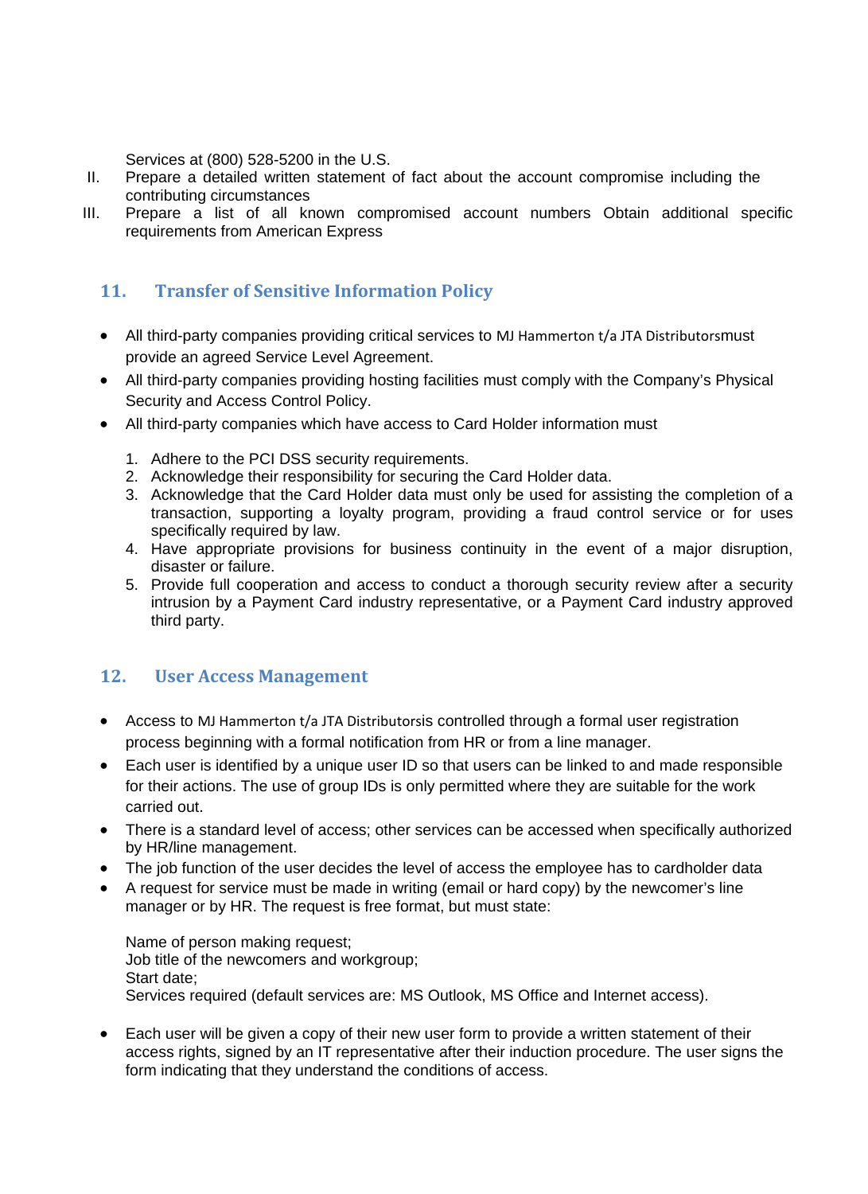Services at (800) 528-5200 in the U.S.

II. Prepare a detailed written statement of fact about the account compromise including the contributing circumstances

III. Prepare a list of all known compromised account numbers Obtain additional specific requirements from American Express

## 11. Transfer of Sensitive Information Policy

- All third-party companies providing critical services to MJ Hammerton t/a JTA Distributorsmust provide an agreed Service Level Agreement.
- All third-party companies providing hosting facilities must comply with the Company's Physical Security and Access Control Policy.
- All third-party companies which have access to Card Holder information must

  1. Adhere to the PCI DSS security requirements.
  2. Acknowledge their responsibility for securing the Card Holder data.
  3. Acknowledge that the Card Holder data must only be used for assisting the completion of a transaction, supporting a loyalty program, providing a fraud control service or for uses specifically required by law.
  4. Have appropriate provisions for business continuity in the event of a major disruption, disaster or failure.
  5. Provide full cooperation and access to conduct a thorough security review after a security intrusion by a Payment Card industry representative, or a Payment Card industry approved third party.

## 12. User Access Management

- Access to MJ Hammerton t/a JTA Distributorsis controlled through a formal user registration process beginning with a formal notification from HR or from a line manager.
- Each user is identified by a unique user ID so that users can be linked to and made responsible for their actions. The use of group IDs is only permitted where they are suitable for the work carried out.
- There is a standard level of access; other services can be accessed when specifically authorized by HR/line management.
- The job function of the user decides the level of access the employee has to cardholder data
- A request for service must be made in writing (email or hard copy) by the newcomer's line manager or by HR. The request is free format, but must state:

  Name of person making request;
  Job title of the newcomers and workgroup;
  Start date;
  Services required (default services are: MS Outlook, MS Office and Internet access).

- Each user will be given a copy of their new user form to provide a written statement of their access rights, signed by an IT representative after their induction procedure. The user signs the form indicating that they understand the conditions of access.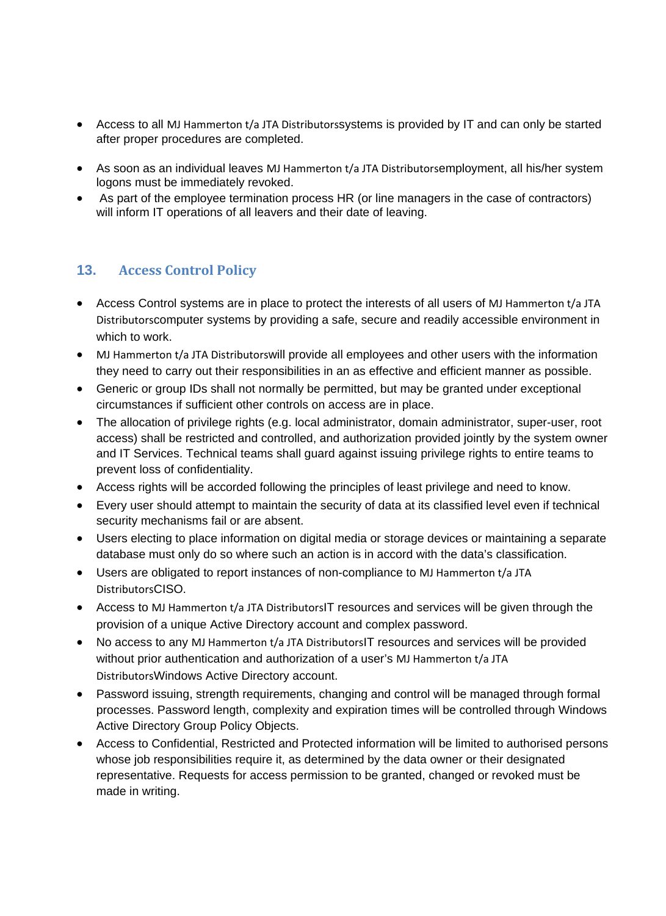- Access to all MJ Hammerton t/a JTA Distributorssystems is provided by IT and can only be started after proper procedures are completed.
- As soon as an individual leaves MJ Hammerton t/a JTA Distributorsemployment, all his/her system logons must be immediately revoked.
- As part of the employee termination process HR (or line managers in the case of contractors) will inform IT operations of all leavers and their date of leaving.

## 13. Access Control Policy

- Access Control systems are in place to protect the interests of all users of MJ Hammerton t/a JTA Distributorscomputer systems by providing a safe, secure and readily accessible environment in which to work.
- MJ Hammerton t/a JTA Distributorswill provide all employees and other users with the information they need to carry out their responsibilities in an as effective and efficient manner as possible.
- Generic or group IDs shall not normally be permitted, but may be granted under exceptional circumstances if sufficient other controls on access are in place.
- The allocation of privilege rights (e.g. local administrator, domain administrator, super-user, root access) shall be restricted and controlled, and authorization provided jointly by the system owner and IT Services. Technical teams shall guard against issuing privilege rights to entire teams to prevent loss of confidentiality.
- Access rights will be accorded following the principles of least privilege and need to know.
- Every user should attempt to maintain the security of data at its classified level even if technical security mechanisms fail or are absent.
- Users electing to place information on digital media or storage devices or maintaining a separate database must only do so where such an action is in accord with the data's classification.
- Users are obligated to report instances of non-compliance to MJ Hammerton t/a JTA DistributorsCISO.
- Access to MJ Hammerton t/a JTA DistributorsIT resources and services will be given through the provision of a unique Active Directory account and complex password.
- No access to any MJ Hammerton t/a JTA DistributorsIT resources and services will be provided without prior authentication and authorization of a user's MJ Hammerton t/a JTA DistributorsWindows Active Directory account.
- Password issuing, strength requirements, changing and control will be managed through formal processes. Password length, complexity and expiration times will be controlled through Windows Active Directory Group Policy Objects.
- Access to Confidential, Restricted and Protected information will be limited to authorised persons whose job responsibilities require it, as determined by the data owner or their designated representative. Requests for access permission to be granted, changed or revoked must be made in writing.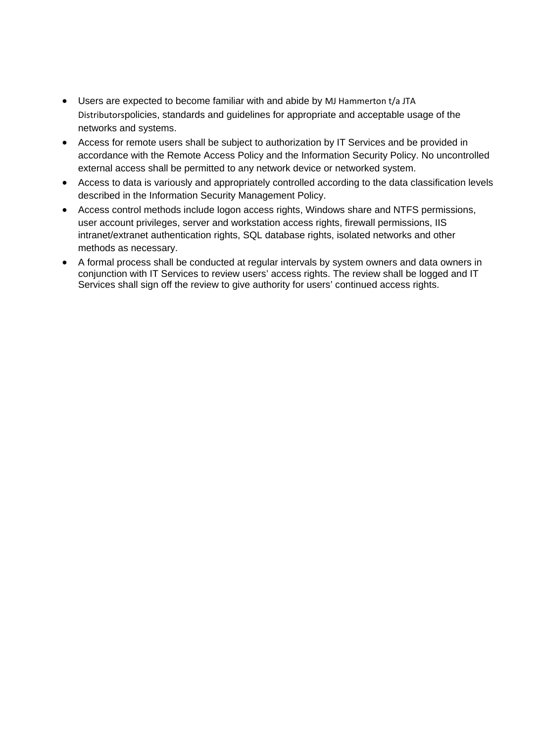- Users are expected to become familiar with and abide by MJ Hammerton t/a JTA Distributorspolicies, standards and guidelines for appropriate and acceptable usage of the networks and systems.
- Access for remote users shall be subject to authorization by IT Services and be provided in accordance with the Remote Access Policy and the Information Security Policy. No uncontrolled external access shall be permitted to any network device or networked system.
- Access to data is variously and appropriately controlled according to the data classification levels described in the Information Security Management Policy.
- Access control methods include logon access rights, Windows share and NTFS permissions, user account privileges, server and workstation access rights, firewall permissions, IIS intranet/extranet authentication rights, SQL database rights, isolated networks and other methods as necessary.
- A formal process shall be conducted at regular intervals by system owners and data owners in conjunction with IT Services to review users' access rights. The review shall be logged and IT Services shall sign off the review to give authority for users' continued access rights.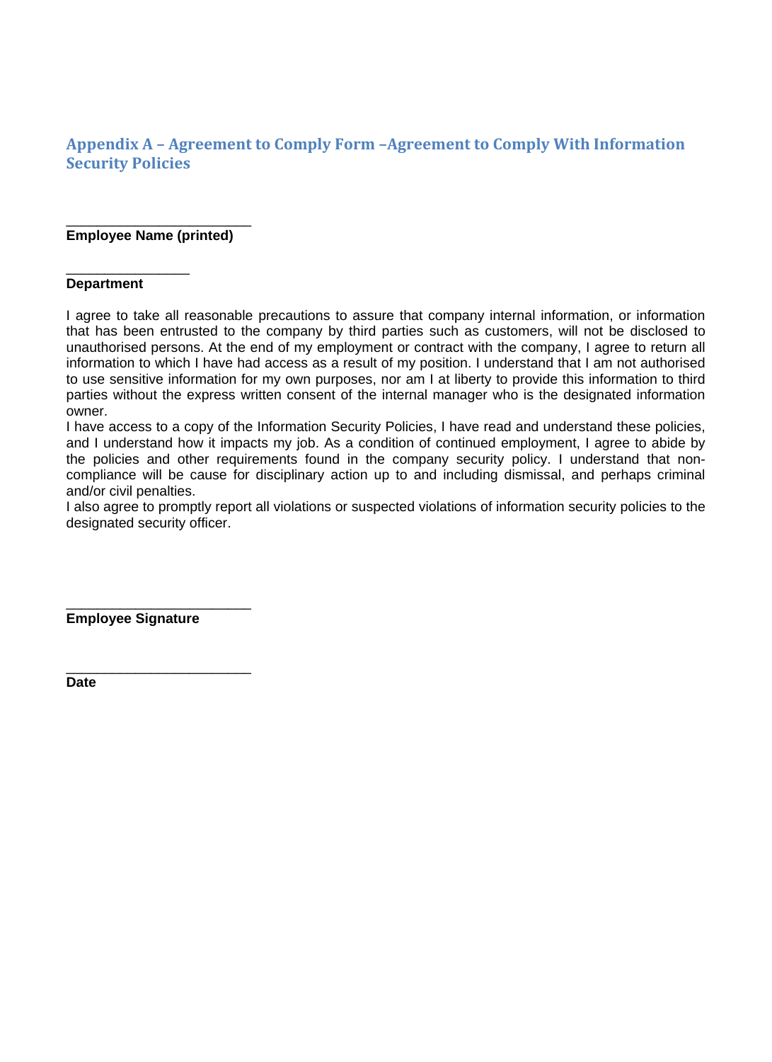## Appendix A – Agreement to Comply Form –Agreement to Comply With Information Security Policies

________________________

**Employee Name (printed)**

________________

**Department**

I agree to take all reasonable precautions to assure that company internal information, or information that has been entrusted to the company by third parties such as customers, will not be disclosed to unauthorised persons. At the end of my employment or contract with the company, I agree to return all information to which I have had access as a result of my position. I understand that I am not authorised to use sensitive information for my own purposes, nor am I at liberty to provide this information to third parties without the express written consent of the internal manager who is the designated information owner.

I have access to a copy of the Information Security Policies, I have read and understand these policies, and I understand how it impacts my job. As a condition of continued employment, I agree to abide by the policies and other requirements found in the company security policy. I understand that non-compliance will be cause for disciplinary action up to and including dismissal, and perhaps criminal and/or civil penalties.

I also agree to promptly report all violations or suspected violations of information security policies to the designated security officer.

________________________

**Employee Signature**

________________________

**Date**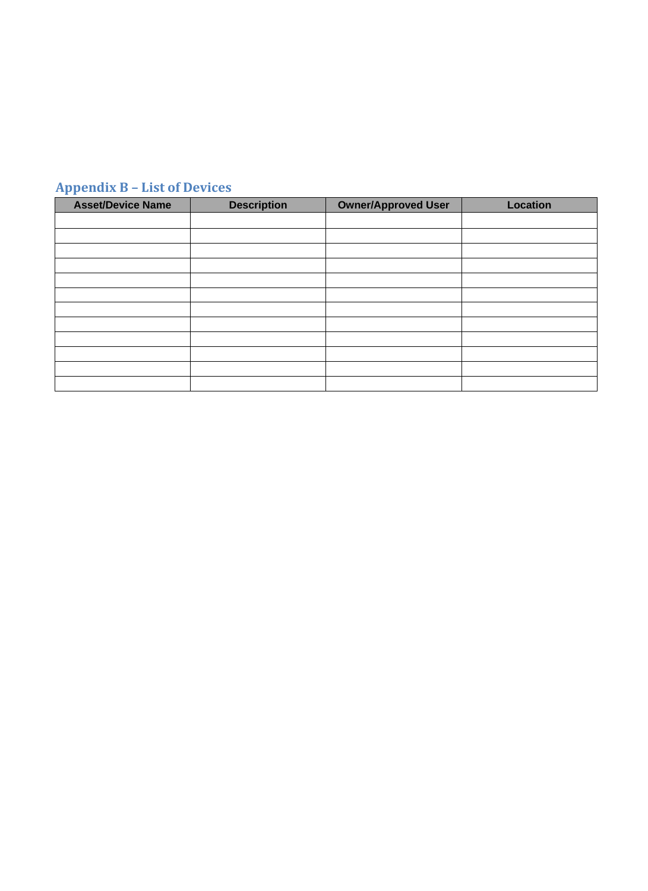## Appendix B – List of Devices

| Asset/Device Name | Description | Owner/Approved User | Location |
|---|---|---|---|
| | | | |
| | | | |
| | | | |
| | | | |
| | | | |
| | | | |
| | | | |
| | | | |
| | | | |
| | | | |
| | | | |
| | | | |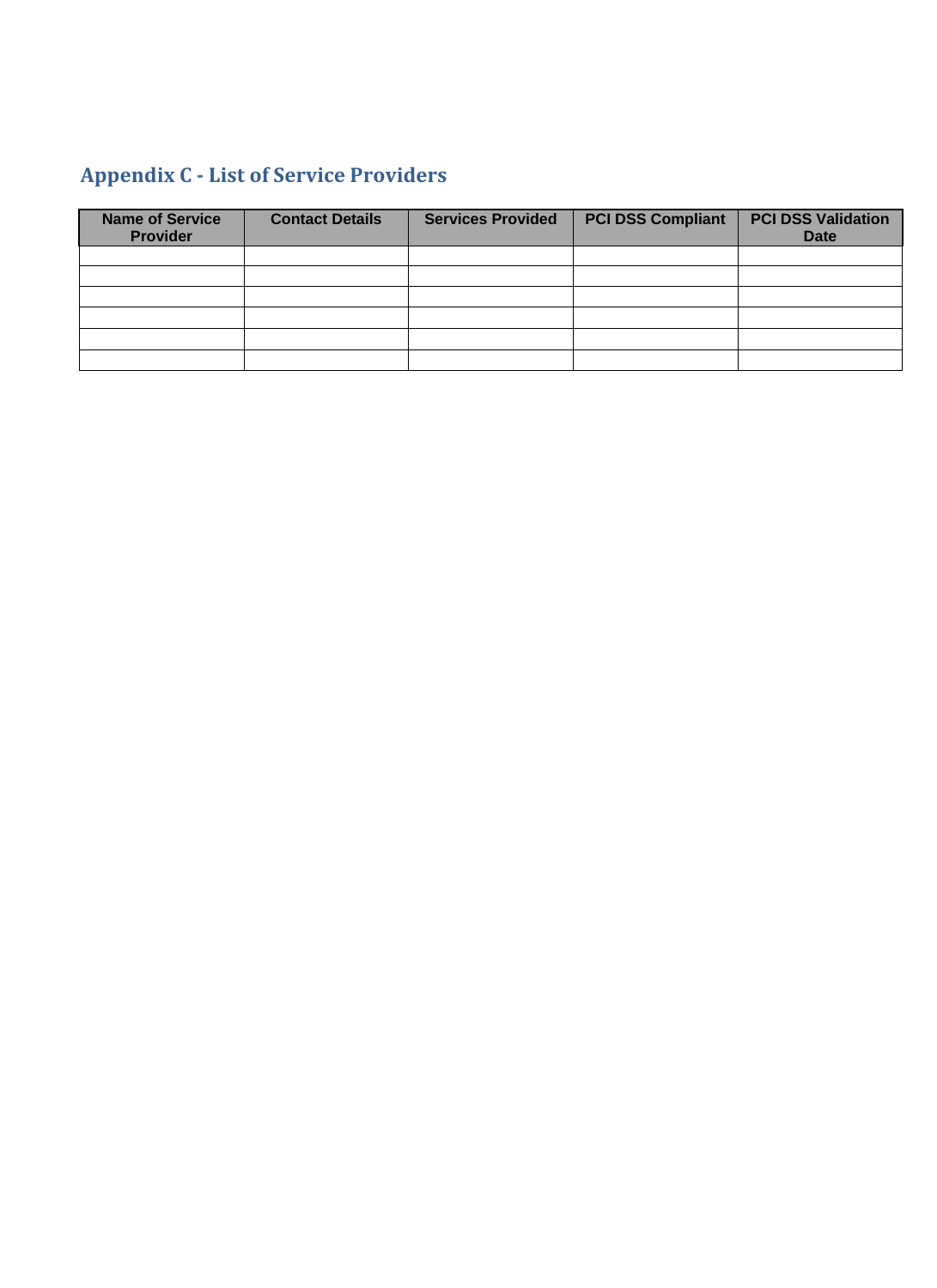## Appendix C - List of Service Providers

| Name of Service Provider | Contact Details | Services Provided | PCI DSS Compliant | PCI DSS Validation Date |
| --- | --- | --- | --- | --- |
| | | | | |
| | | | | |
| | | | | |
| | | | | |
| | | | | |
| | | | | |